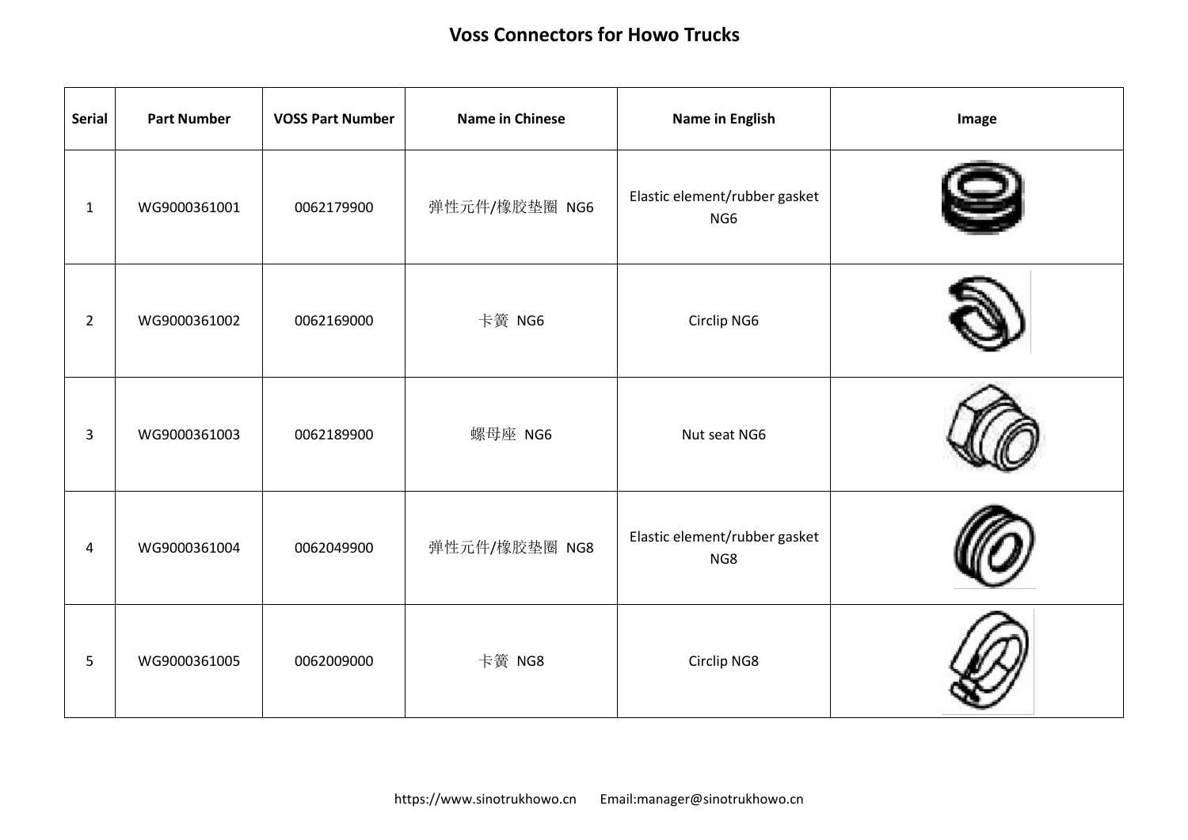# Voss Connectors for Howo Trucks

| Serial | Part Number | VOSS Part Number | Name in Chinese | Name in English | Image |
|---|---|---|---|---|---|
| 1 | WG9000361001 | 0062179900 | 弹性元件/橡胶垫圈 NG6 | Elastic element/rubber gasket NG6 | |
| 2 | WG9000361002 | 0062169000 | 卡簧 NG6 | Circlip NG6 | |
| 3 | WG9000361003 | 0062189900 | 螺母座 NG6 | Nut seat NG6 | |
| 4 | WG9000361004 | 0062049900 | 弹性元件/橡胶垫圈 NG8 | Elastic element/rubber gasket NG8 | |
| 5 | WG9000361005 | 0062009000 | 卡簧 NG8 | Circlip NG8 | |

https://www.sinotrukhowo.cn Email:manager@sinotrukhowo.cn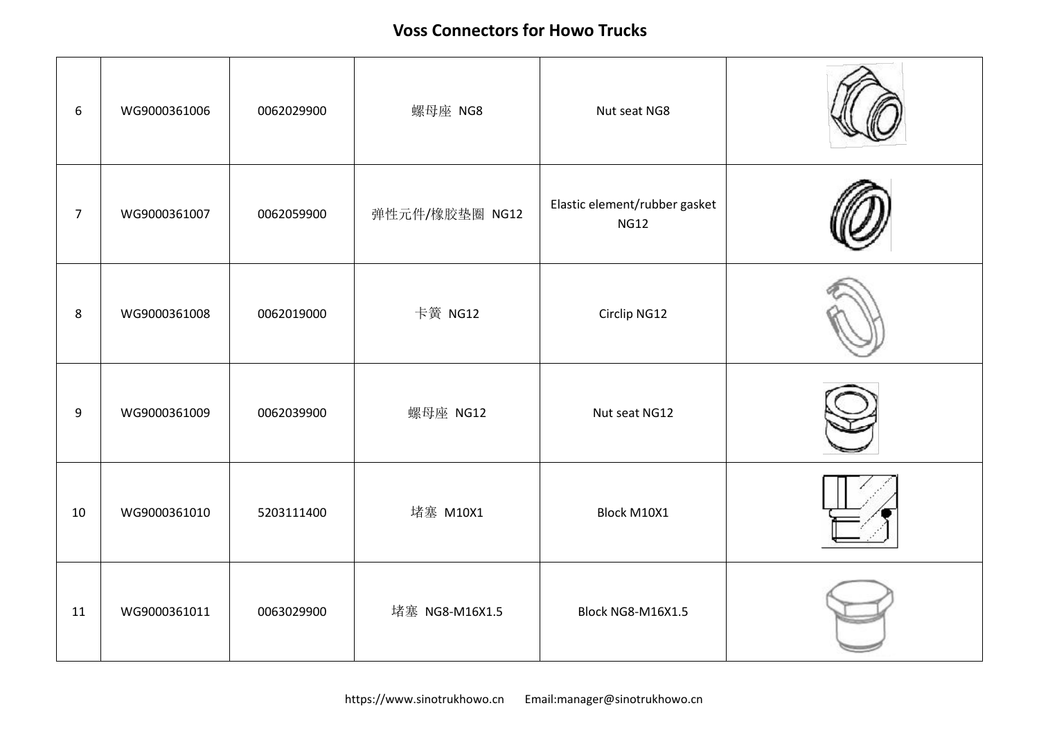## Voss Connectors for Howo Trucks

| | | | | | |
|---|---|---|---|---|---|
| 6 | WG9000361006 | 0062029900 | 螺母座 NG8 | Nut seat NG8 | |
| 7 | WG9000361007 | 0062059900 | 弹性元件/橡胶垫圈 NG12 | Elastic element/rubber gasket NG12 | |
| 8 | WG9000361008 | 0062019000 | 卡簧 NG12 | Circlip NG12 | |
| 9 | WG9000361009 | 0062039900 | 螺母座 NG12 | Nut seat NG12 | |
| 10 | WG9000361010 | 5203111400 | 堵塞 M10X1 | Block M10X1 | |
| 11 | WG9000361011 | 0063029900 | 堵塞 NG8-M16X1.5 | Block NG8-M16X1.5 | |

https://www.sinotrukhowo.cn Email:manager@sinotrukhowo.cn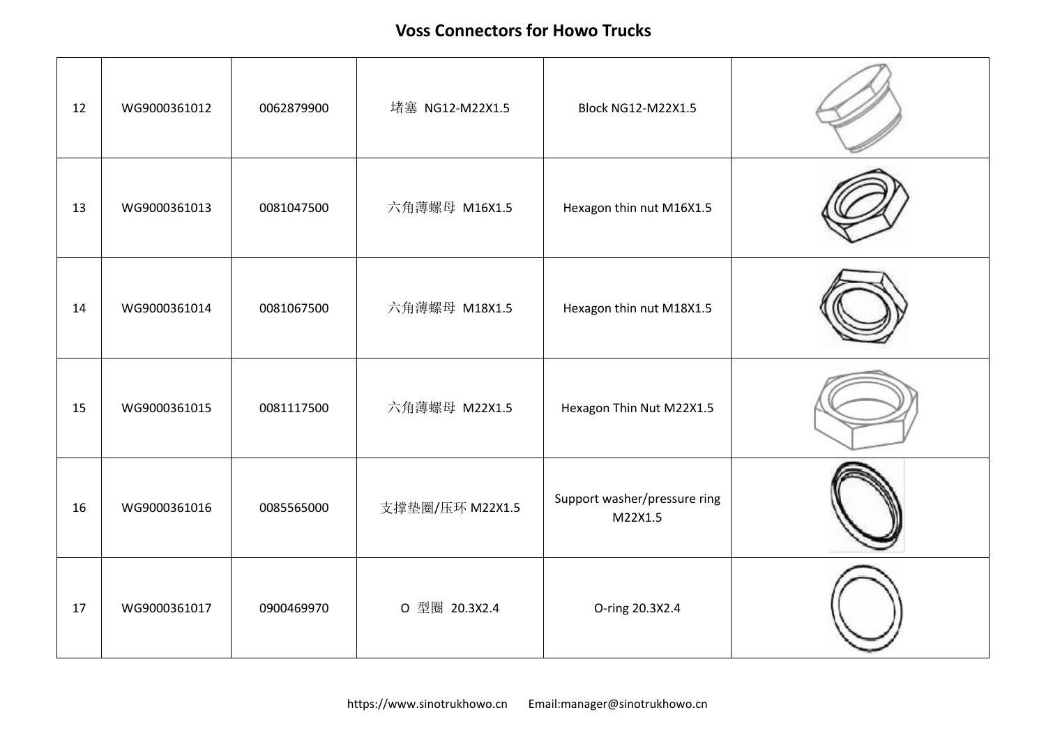## Voss Connectors for Howo Trucks

| | | | | | |
|---|---|---|---|---|---|
| 12 | WG9000361012 | 0062879900 | 堵塞 NG12-M22X1.5 | Block NG12-M22X1.5 | |
| 13 | WG9000361013 | 0081047500 | 六角薄螺母 M16X1.5 | Hexagon thin nut M16X1.5 | |
| 14 | WG9000361014 | 0081067500 | 六角薄螺母 M18X1.5 | Hexagon thin nut M18X1.5 | |
| 15 | WG9000361015 | 0081117500 | 六角薄螺母 M22X1.5 | Hexagon Thin Nut M22X1.5 | |
| 16 | WG9000361016 | 0085565000 | 支撑垫圈/压环 M22X1.5 | Support washer/pressure ring M22X1.5 | |
| 17 | WG9000361017 | 0900469970 | O 型圈 20.3X2.4 | O-ring 20.3X2.4 | |

https://www.sinotrukhowo.cn Email:manager@sinotrukhowo.cn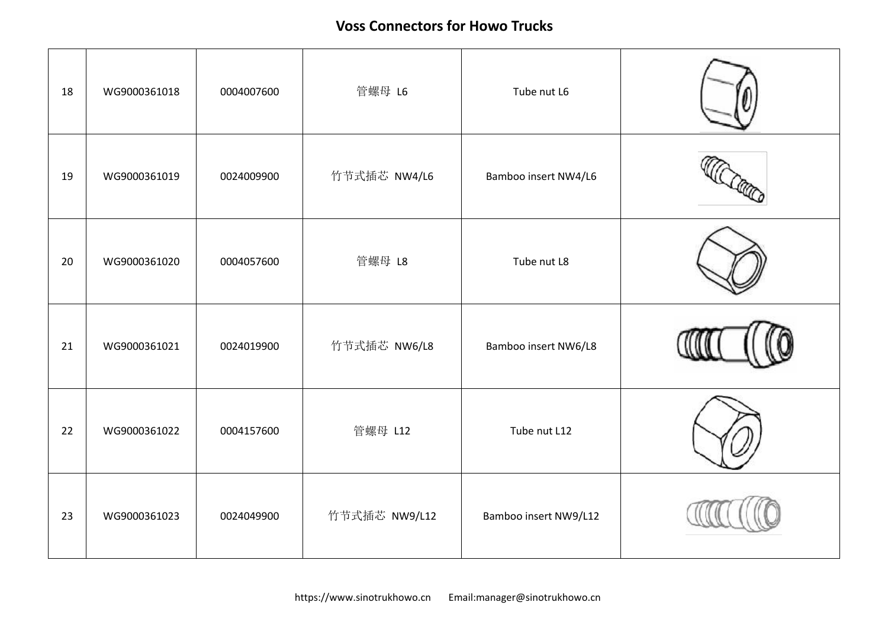## Voss Connectors for Howo Trucks

| | | | | | |
|---|---|---|---|---|---|
| 18 | WG9000361018 | 0004007600 | 管螺母 L6 | Tube nut L6 | |
| 19 | WG9000361019 | 0024009900 | 竹节式插芯 NW4/L6 | Bamboo insert NW4/L6 | |
| 20 | WG9000361020 | 0004057600 | 管螺母 L8 | Tube nut L8 | |
| 21 | WG9000361021 | 0024019900 | 竹节式插芯 NW6/L8 | Bamboo insert NW6/L8 | |
| 22 | WG9000361022 | 0004157600 | 管螺母 L12 | Tube nut L12 | |
| 23 | WG9000361023 | 0024049900 | 竹节式插芯 NW9/L12 | Bamboo insert NW9/L12 | |

https://www.sinotrukhowo.cn Email:manager@sinotrukhowo.cn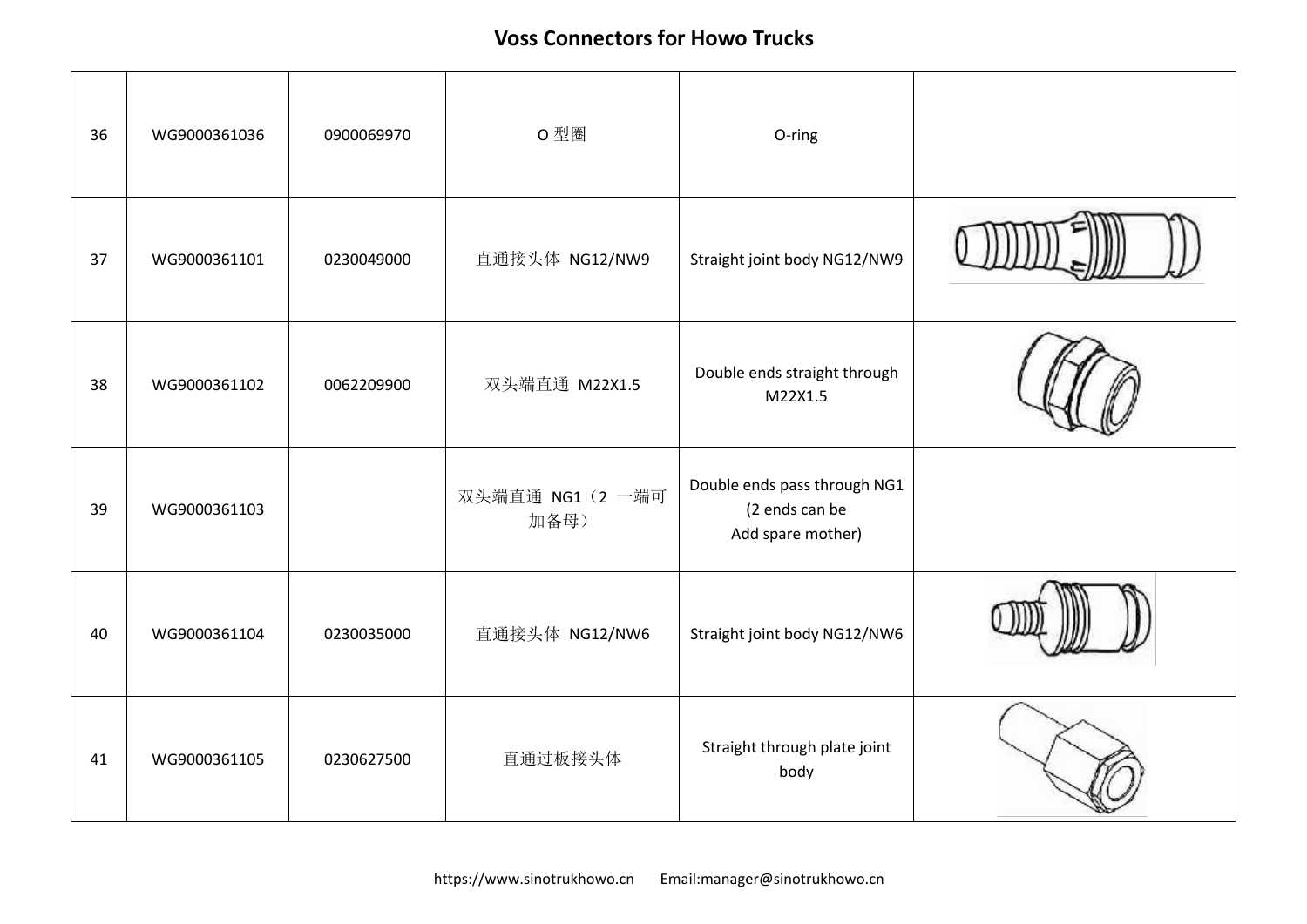# Voss Connectors for Howo Trucks

| | | | | | |
|---|---|---|---|---|---|
| 36 | WG9000361036 | 0900069970 | O 型圈 | O-ring | |
| 37 | WG9000361101 | 0230049000 | 直通接头体 NG12/NW9 | Straight joint body NG12/NW9 | |
| 38 | WG9000361102 | 0062209900 | 双头端直通 M22X1.5 | Double ends straight through M22X1.5 | |
| 39 | WG9000361103 | | 双头端直通 NG1（2 一端可加备母） | Double ends pass through NG1 (2 ends can be Add spare mother) | |
| 40 | WG9000361104 | 0230035000 | 直通接头体 NG12/NW6 | Straight joint body NG12/NW6 | |
| 41 | WG9000361105 | 0230627500 | 直通过板接头体 | Straight through plate joint body | |

https://www.sinotrukhowo.cn Email:manager@sinotrukhowo.cn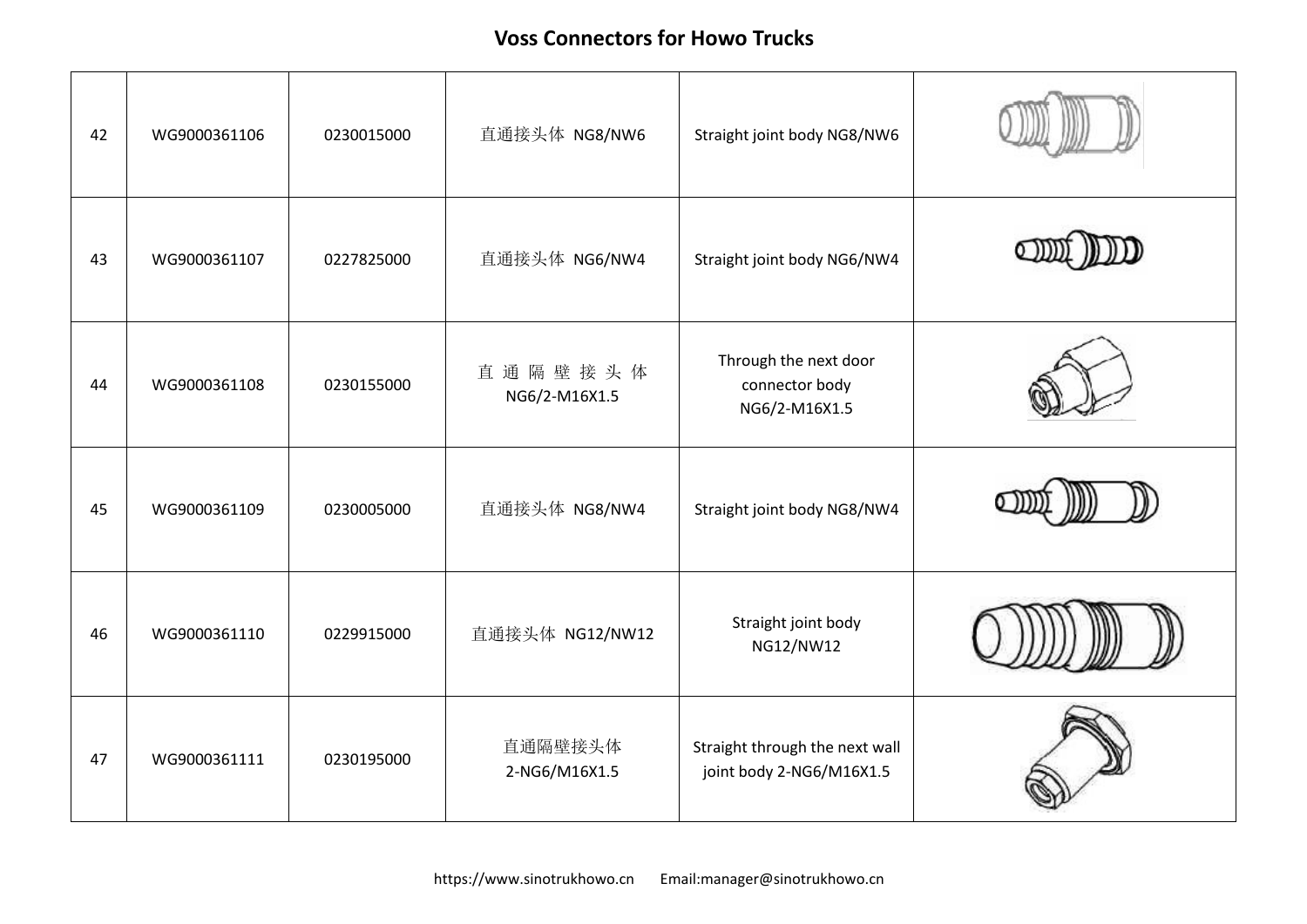## Voss Connectors for Howo Trucks

| 42 | WG9000361106 | 0230015000 | 直通接头体 NG8/NW6 | Straight joint body NG8/NW6 | |
|---|---|---|---|---|---|
| 43 | WG9000361107 | 0227825000 | 直通接头体 NG6/NW4 | Straight joint body NG6/NW4 | |
| 44 | WG9000361108 | 0230155000 | 直 通 隔 壁 接 头 体 NG6/2-M16X1.5 | Through the next door connector body NG6/2-M16X1.5 | |
| 45 | WG9000361109 | 0230005000 | 直通接头体 NG8/NW4 | Straight joint body NG8/NW4 | |
| 46 | WG9000361110 | 0229915000 | 直通接头体 NG12/NW12 | Straight joint body NG12/NW12 | |
| 47 | WG9000361111 | 0230195000 | 直通隔壁接头体 2-NG6/M16X1.5 | Straight through the next wall joint body 2-NG6/M16X1.5 | |

https://www.sinotrukhowo.cn Email:manager@sinotrukhowo.cn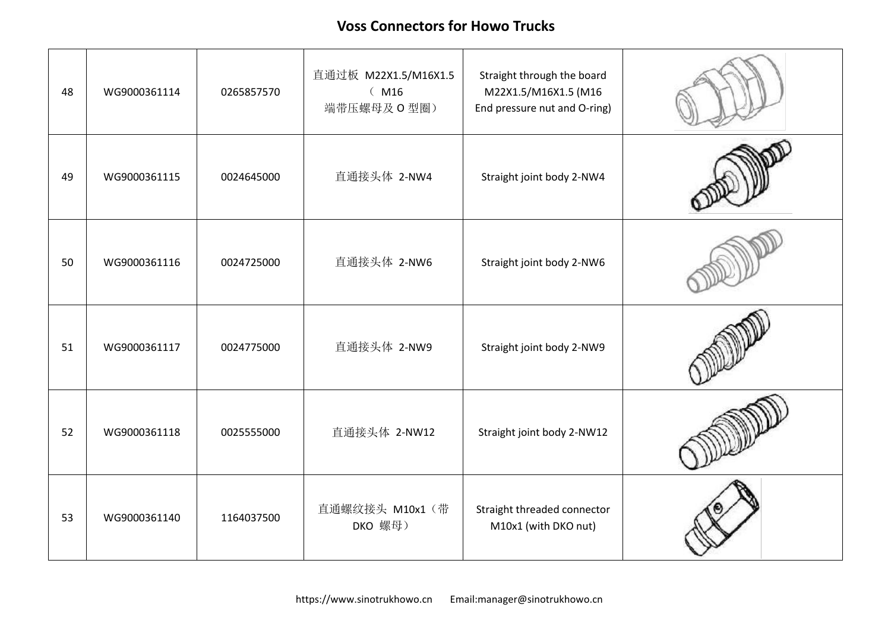## Voss Connectors for Howo Trucks

| | | | | | |
|---|---|---|---|---|---|
| 48 | WG9000361114 | 0265857570 | 直通过板 M22X1.5/M16X1.5（ M16 端带压螺母及 O 型圈） | Straight through the board M22X1.5/M16X1.5 (M16 End pressure nut and O-ring) | |
| 49 | WG9000361115 | 0024645000 | 直通接头体 2-NW4 | Straight joint body 2-NW4 | |
| 50 | WG9000361116 | 0024725000 | 直通接头体 2-NW6 | Straight joint body 2-NW6 | |
| 51 | WG9000361117 | 0024775000 | 直通接头体 2-NW9 | Straight joint body 2-NW9 | |
| 52 | WG9000361118 | 0025555000 | 直通接头体 2-NW12 | Straight joint body 2-NW12 | |
| 53 | WG9000361140 | 1164037500 | 直通螺纹接头 M10x1（带 DKO 螺母） | Straight threaded connector M10x1 (with DKO nut) | |

https://www.sinotrukhowo.cn Email:manager@sinotrukhowo.cn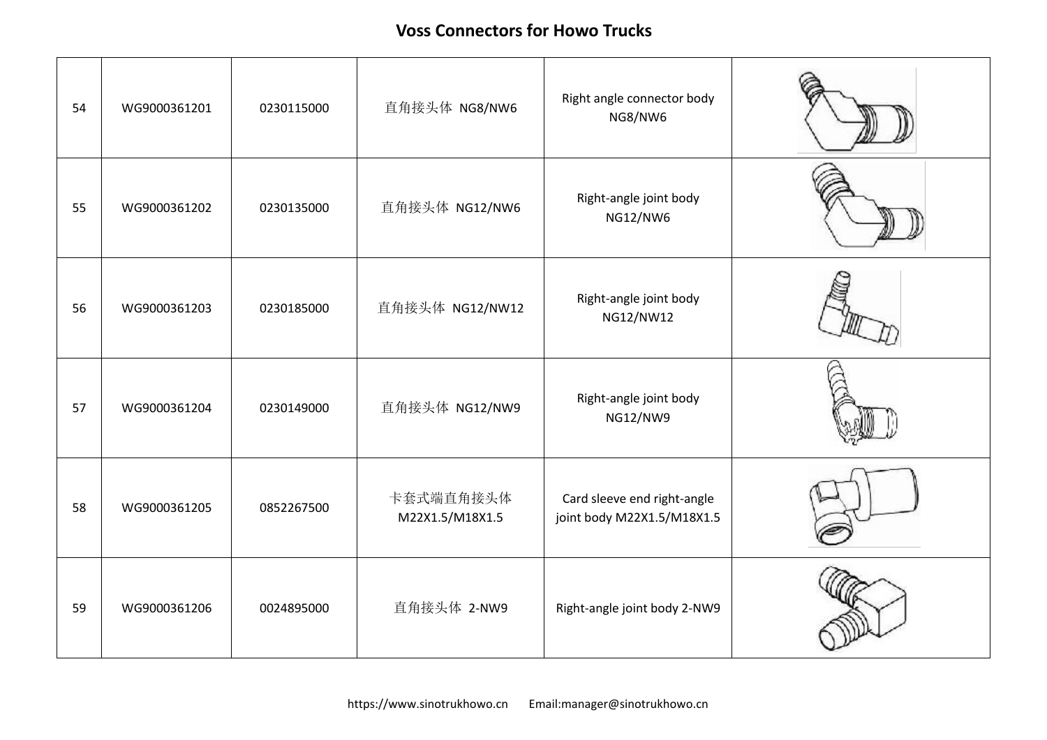# Voss Connectors for Howo Trucks

| | | | | | |
|---|---|---|---|---|---|
| 54 | WG9000361201 | 0230115000 | 直角接头体 NG8/NW6 | Right angle connector body NG8/NW6 | |
| 55 | WG9000361202 | 0230135000 | 直角接头体 NG12/NW6 | Right-angle joint body NG12/NW6 | |
| 56 | WG9000361203 | 0230185000 | 直角接头体 NG12/NW12 | Right-angle joint body NG12/NW12 | |
| 57 | WG9000361204 | 0230149000 | 直角接头体 NG12/NW9 | Right-angle joint body NG12/NW9 | |
| 58 | WG9000361205 | 0852267500 | 卡套式端直角接头体 M22X1.5/M18X1.5 | Card sleeve end right-angle joint body M22X1.5/M18X1.5 | |
| 59 | WG9000361206 | 0024895000 | 直角接头体 2-NW9 | Right-angle joint body 2-NW9 | |

https://www.sinotrukhowo.cn Email:manager@sinotrukhowo.cn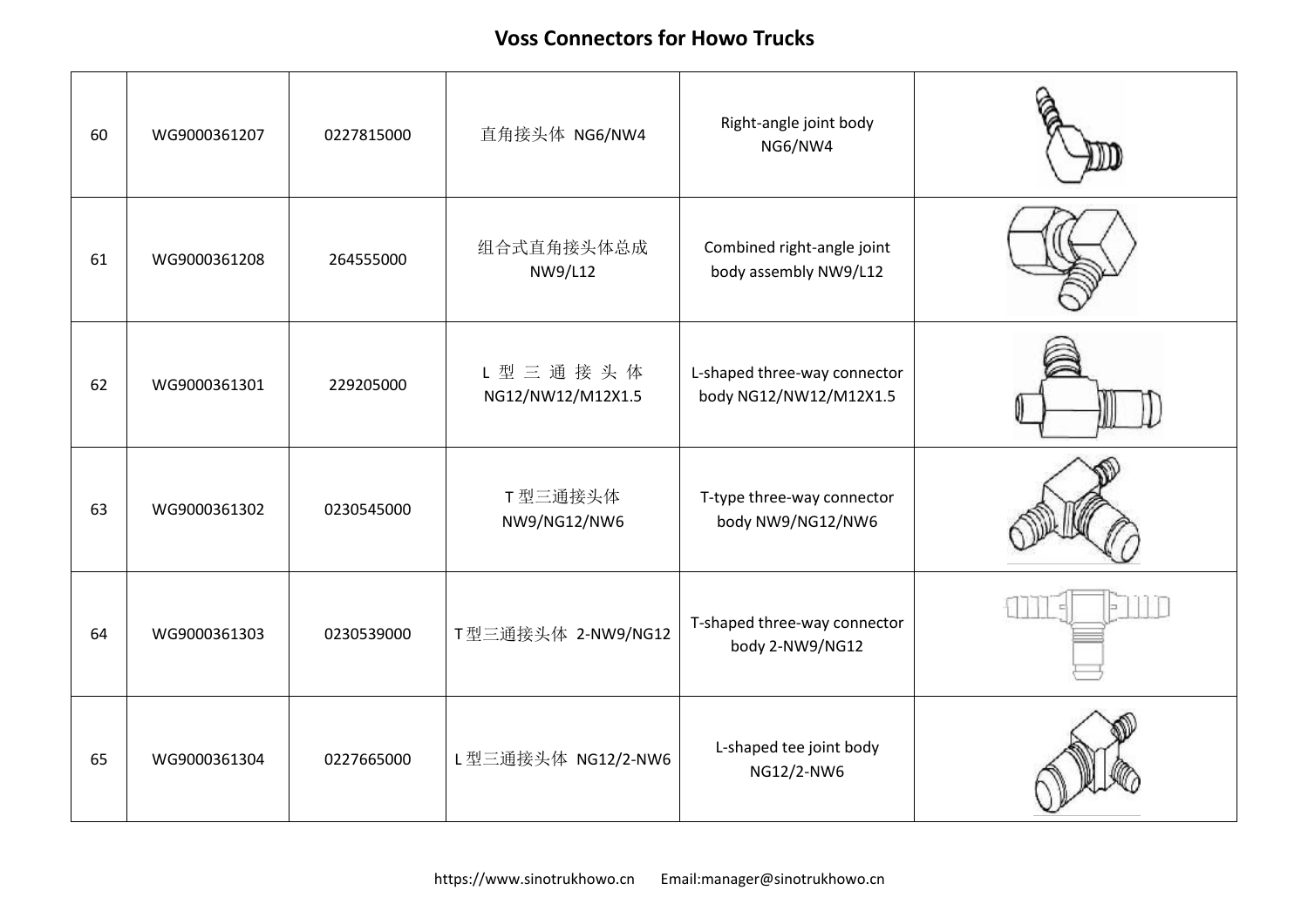## Voss Connectors for Howo Trucks

| | | | | | |
|---|---|---|---|---|---|
| 60 | WG9000361207 | 0227815000 | 直角接头体 NG6/NW4 | Right-angle joint body NG6/NW4 | |
| 61 | WG9000361208 | 264555000 | 组合式直角接头体总成 NW9/L12 | Combined right-angle joint body assembly NW9/L12 | |
| 62 | WG9000361301 | 229205000 | L 型 三 通 接 头 体 NG12/NW12/M12X1.5 | L-shaped three-way connector body NG12/NW12/M12X1.5 | |
| 63 | WG9000361302 | 0230545000 | T 型三通接头体 NW9/NG12/NW6 | T-type three-way connector body NW9/NG12/NW6 | |
| 64 | WG9000361303 | 0230539000 | T 型三通接头体 2-NW9/NG12 | T-shaped three-way connector body 2-NW9/NG12 | |
| 65 | WG9000361304 | 0227665000 | L 型三通接头体 NG12/2-NW6 | L-shaped tee joint body NG12/2-NW6 | |

https://www.sinotrukhowo.cn Email:manager@sinotrukhowo.cn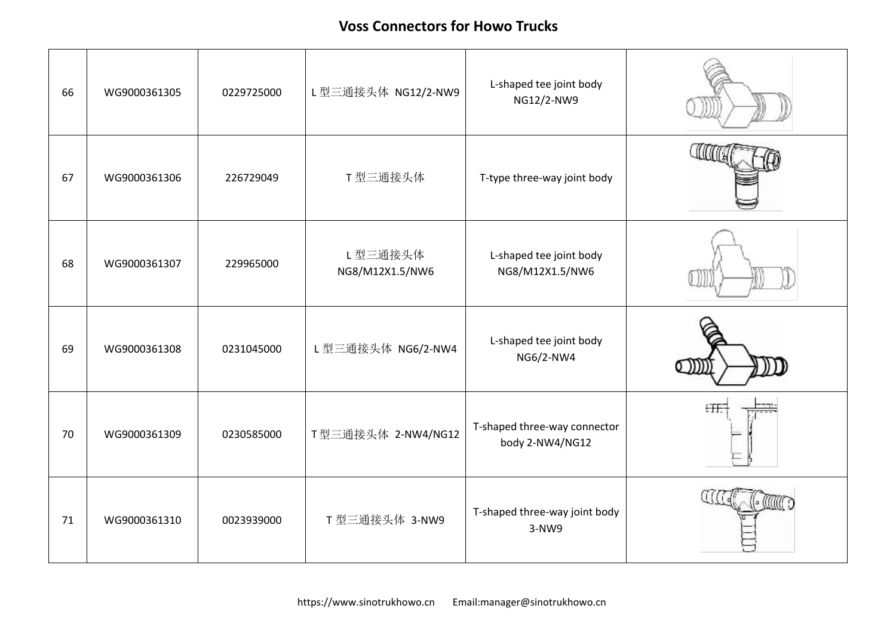# Voss Connectors for Howo Trucks

| 66 | WG9000361305 | 0229725000 | L 型三通接头体  NG12/2-NW9 | L-shaped tee joint body NG12/2-NW9 | |
|---|---|---|---|---|---|
| 67 | WG9000361306 | 226729049 | T 型三通接头体 | T-type three-way joint body | |
| 68 | WG9000361307 | 229965000 | L 型三通接头体 NG8/M12X1.5/NW6 | L-shaped tee joint body NG8/M12X1.5/NW6 | |
| 69 | WG9000361308 | 0231045000 | L 型三通接头体  NG6/2-NW4 | L-shaped tee joint body NG6/2-NW4 | |
| 70 | WG9000361309 | 0230585000 | T型三通接头体  2-NW4/NG12 | T-shaped three-way connector body 2-NW4/NG12 | |
| 71 | WG9000361310 | 0023939000 | T 型三通接头体  3-NW9 | T-shaped three-way joint body 3-NW9 | |

https://www.sinotrukhowo.cn    Email:manager@sinotrukhowo.cn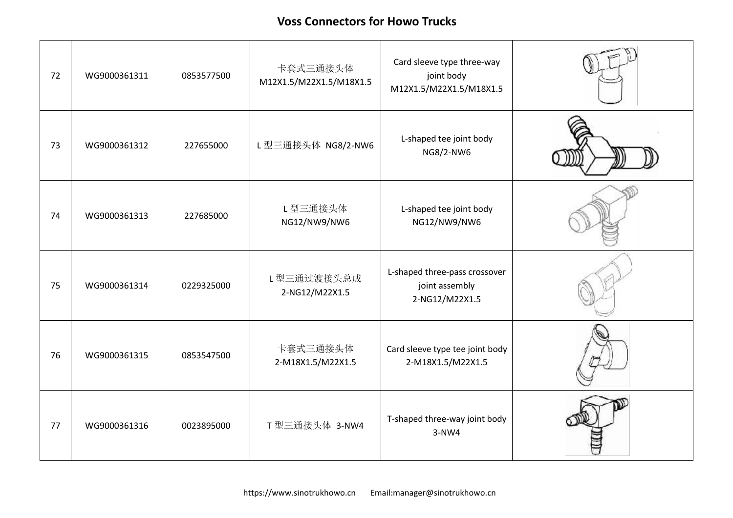# Voss Connectors for Howo Trucks

| | | | | | |
|---|---|---|---|---|---|
| 72 | WG9000361311 | 0853577500 | 卡套式三通接头体 M12X1.5/M22X1.5/M18X1.5 | Card sleeve type three-way joint body M12X1.5/M22X1.5/M18X1.5 | |
| 73 | WG9000361312 | 227655000 | L 型三通接头体 NG8/2-NW6 | L-shaped tee joint body NG8/2-NW6 | |
| 74 | WG9000361313 | 227685000 | L 型三通接头体 NG12/NW9/NW6 | L-shaped tee joint body NG12/NW9/NW6 | |
| 75 | WG9000361314 | 0229325000 | L 型三通过渡接头总成 2-NG12/M22X1.5 | L-shaped three-pass crossover joint assembly 2-NG12/M22X1.5 | |
| 76 | WG9000361315 | 0853547500 | 卡套式三通接头体 2-M18X1.5/M22X1.5 | Card sleeve type tee joint body 2-M18X1.5/M22X1.5 | |
| 77 | WG9000361316 | 0023895000 | T 型三通接头体 3-NW4 | T-shaped three-way joint body 3-NW4 | |

https://www.sinotrukhowo.cn Email:manager@sinotrukhowo.cn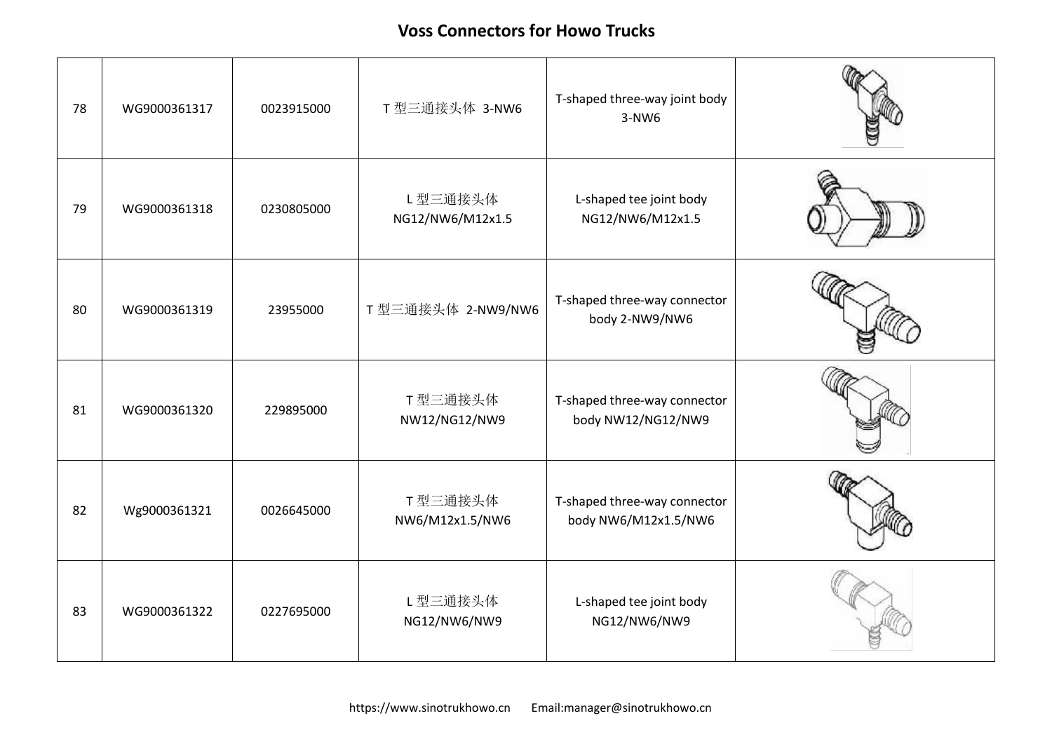## Voss Connectors for Howo Trucks

| | | | | | |
|---|---|---|---|---|---|
| 78 | WG9000361317 | 0023915000 | T 型三通接头体 3-NW6 | T-shaped three-way joint body 3-NW6 | |
| 79 | WG9000361318 | 0230805000 | L 型三通接头体 NG12/NW6/M12x1.5 | L-shaped tee joint body NG12/NW6/M12x1.5 | |
| 80 | WG9000361319 | 23955000 | T 型三通接头体 2-NW9/NW6 | T-shaped three-way connector body 2-NW9/NW6 | |
| 81 | WG9000361320 | 229895000 | T 型三通接头体 NW12/NG12/NW9 | T-shaped three-way connector body NW12/NG12/NW9 | |
| 82 | Wg9000361321 | 0026645000 | T 型三通接头体 NW6/M12x1.5/NW6 | T-shaped three-way connector body NW6/M12x1.5/NW6 | |
| 83 | WG9000361322 | 0227695000 | L 型三通接头体 NG12/NW6/NW9 | L-shaped tee joint body NG12/NW6/NW9 | |

https://www.sinotrukhowo.cn Email:manager@sinotrukhowo.cn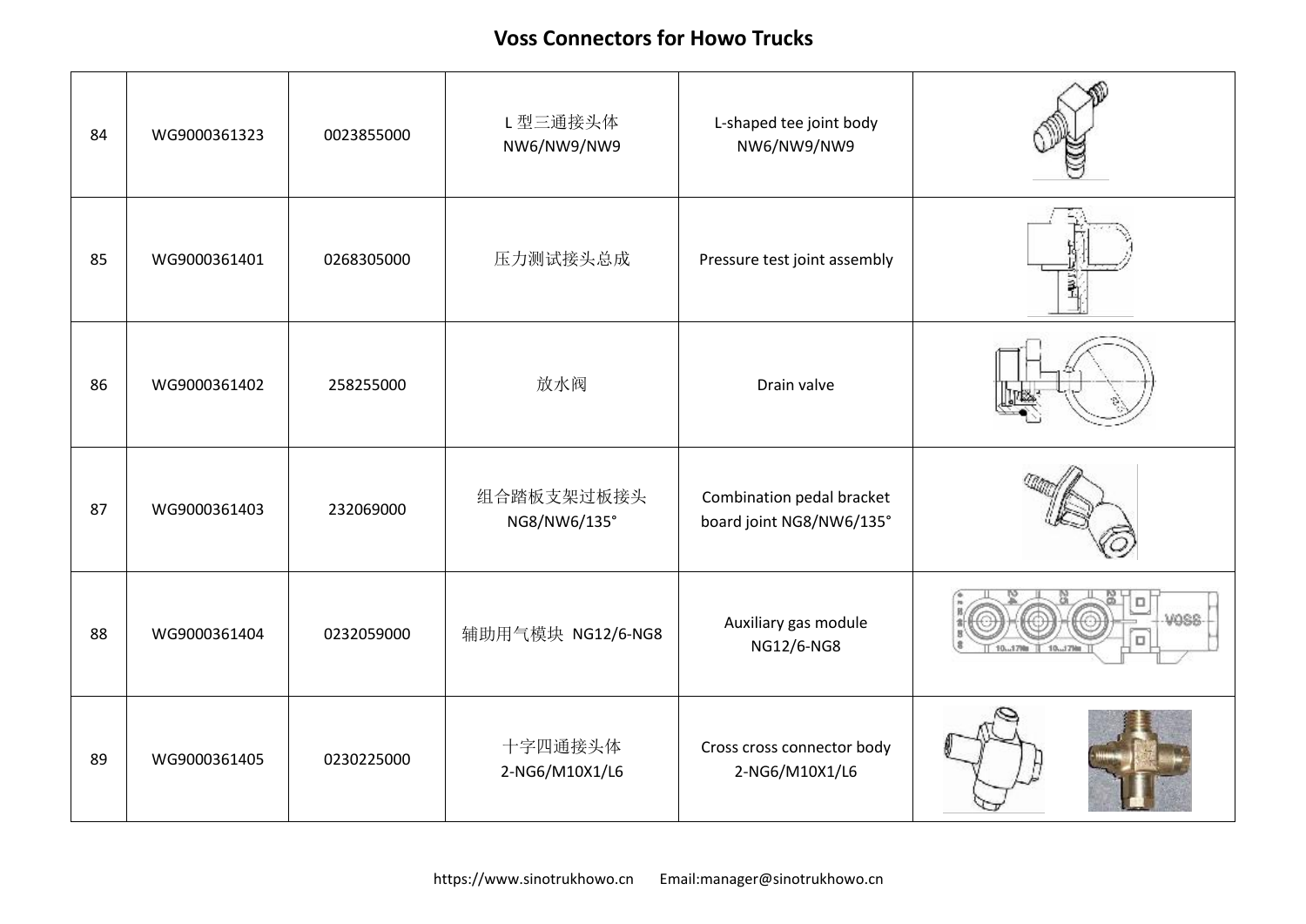# Voss Connectors for Howo Trucks

| | | | | | |
|---|---|---|---|---|---|
| 84 | WG9000361323 | 0023855000 | L 型三通接头体 NW6/NW9/NW9 | L-shaped tee joint body NW6/NW9/NW9 | |
| 85 | WG9000361401 | 0268305000 | 压力测试接头总成 | Pressure test joint assembly | |
| 86 | WG9000361402 | 258255000 | 放水阀 | Drain valve | |
| 87 | WG9000361403 | 232069000 | 组合踏板支架过板接头 NG8/NW6/135° | Combination pedal bracket board joint NG8/NW6/135° | |
| 88 | WG9000361404 | 0232059000 | 辅助用气模块 NG12/6-NG8 | Auxiliary gas module NG12/6-NG8 | |
| 89 | WG9000361405 | 0230225000 | 十字四通接头体 2-NG6/M10X1/L6 | Cross cross connector body 2-NG6/M10X1/L6 | |

https://www.sinotrukhowo.cn Email:manager@sinotrukhowo.cn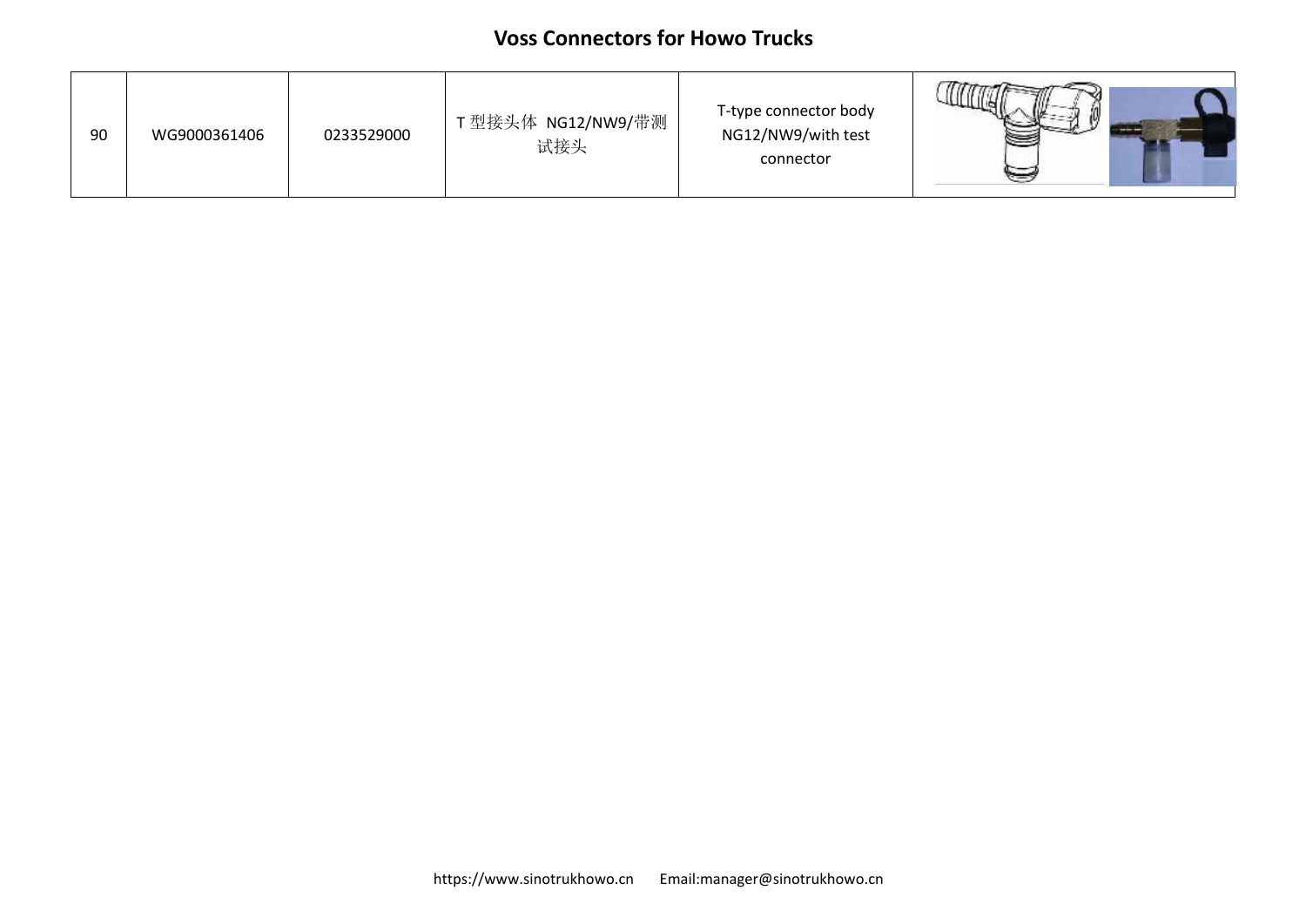# Voss Connectors for Howo Trucks

| | | | | | |
|---|---|---|---|---|---|
| 90 | WG9000361406 | 0233529000 | T 型接头体 NG12/NW9/带测试接头 | T-type connector body NG12/NW9/with test connector | |

https://www.sinotrukhowo.cn Email:manager@sinotrukhowo.cn